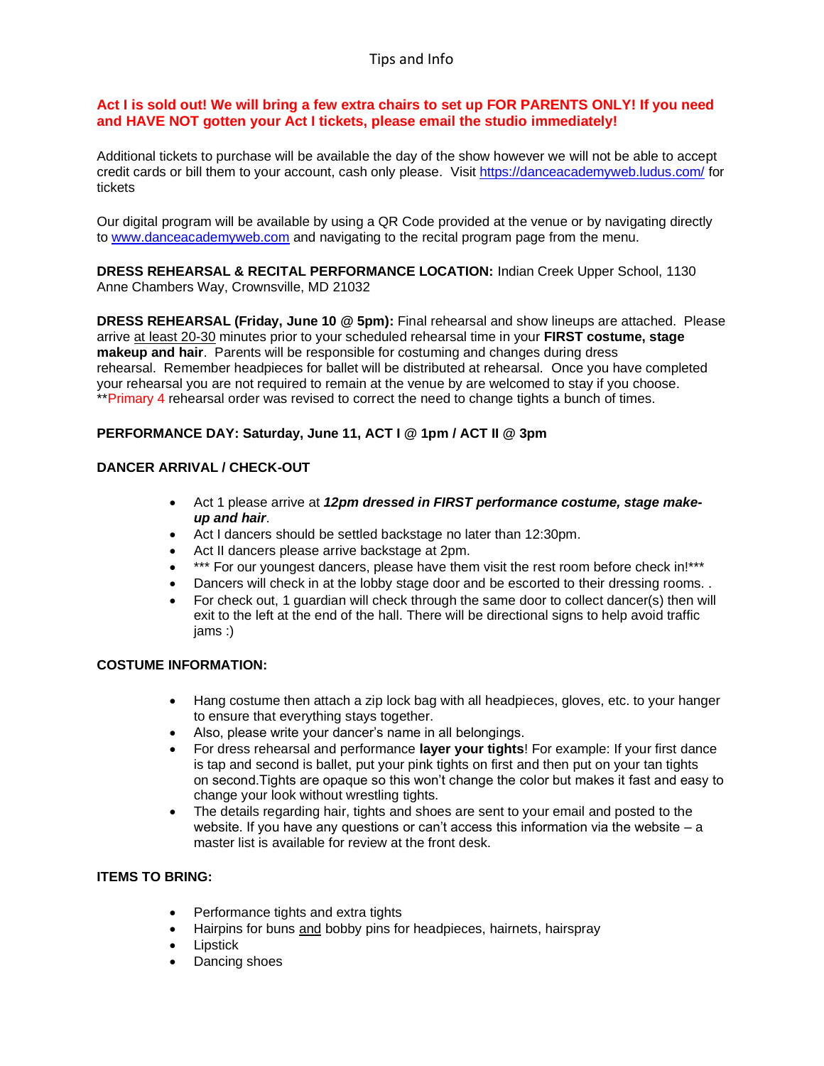# Tips and Info

**Act I is sold out! We will bring a few extra chairs to set up FOR PARENTS ONLY! If you need and HAVE NOT gotten your Act I tickets, please email the studio immediately!**

Additional tickets to purchase will be available the day of the show however we will not be able to accept credit cards or bill them to your account, cash only please. Visit https://danceacademyweb.ludus.com/ for tickets

Our digital program will be available by using a QR Code provided at the venue or by navigating directly to www.danceacademyweb.com and navigating to the recital program page from the menu.

**DRESS REHEARSAL & RECITAL PERFORMANCE LOCATION:** Indian Creek Upper School, 1130 Anne Chambers Way, Crownsville, MD 21032

**DRESS REHEARSAL (Friday, June 10 @ 5pm):** Final rehearsal and show lineups are attached. Please arrive at least 20-30 minutes prior to your scheduled rehearsal time in your **FIRST costume, stage makeup and hair**. Parents will be responsible for costuming and changes during dress rehearsal. Remember headpieces for ballet will be distributed at rehearsal. Once you have completed your rehearsal you are not required to remain at the venue by are welcomed to stay if you choose. **Primary 4 rehearsal order was revised to correct the need to change tights a bunch of times.

**PERFORMANCE DAY: Saturday, June 11, ACT I @ 1pm / ACT II @ 3pm**

**DANCER ARRIVAL / CHECK-OUT**

- Act 1 please arrive at ***12pm dressed in FIRST performance costume, stage make-up and hair***.
- Act I dancers should be settled backstage no later than 12:30pm.
- Act II dancers please arrive backstage at 2pm.
- *** For our youngest dancers, please have them visit the rest room before check in!***
- Dancers will check in at the lobby stage door and be escorted to their dressing rooms. .
- For check out, 1 guardian will check through the same door to collect dancer(s) then will exit to the left at the end of the hall. There will be directional signs to help avoid traffic jams :)

**COSTUME INFORMATION:**

- Hang costume then attach a zip lock bag with all headpieces, gloves, etc. to your hanger to ensure that everything stays together.
- Also, please write your dancer's name in all belongings.
- For dress rehearsal and performance **layer your tights**! For example: If your first dance is tap and second is ballet, put your pink tights on first and then put on your tan tights on second.Tights are opaque so this won't change the color but makes it fast and easy to change your look without wrestling tights.
- The details regarding hair, tights and shoes are sent to your email and posted to the website. If you have any questions or can't access this information via the website – a master list is available for review at the front desk.

**ITEMS TO BRING:**

- Performance tights and extra tights
- Hairpins for buns and bobby pins for headpieces, hairnets, hairspray
- Lipstick
- Dancing shoes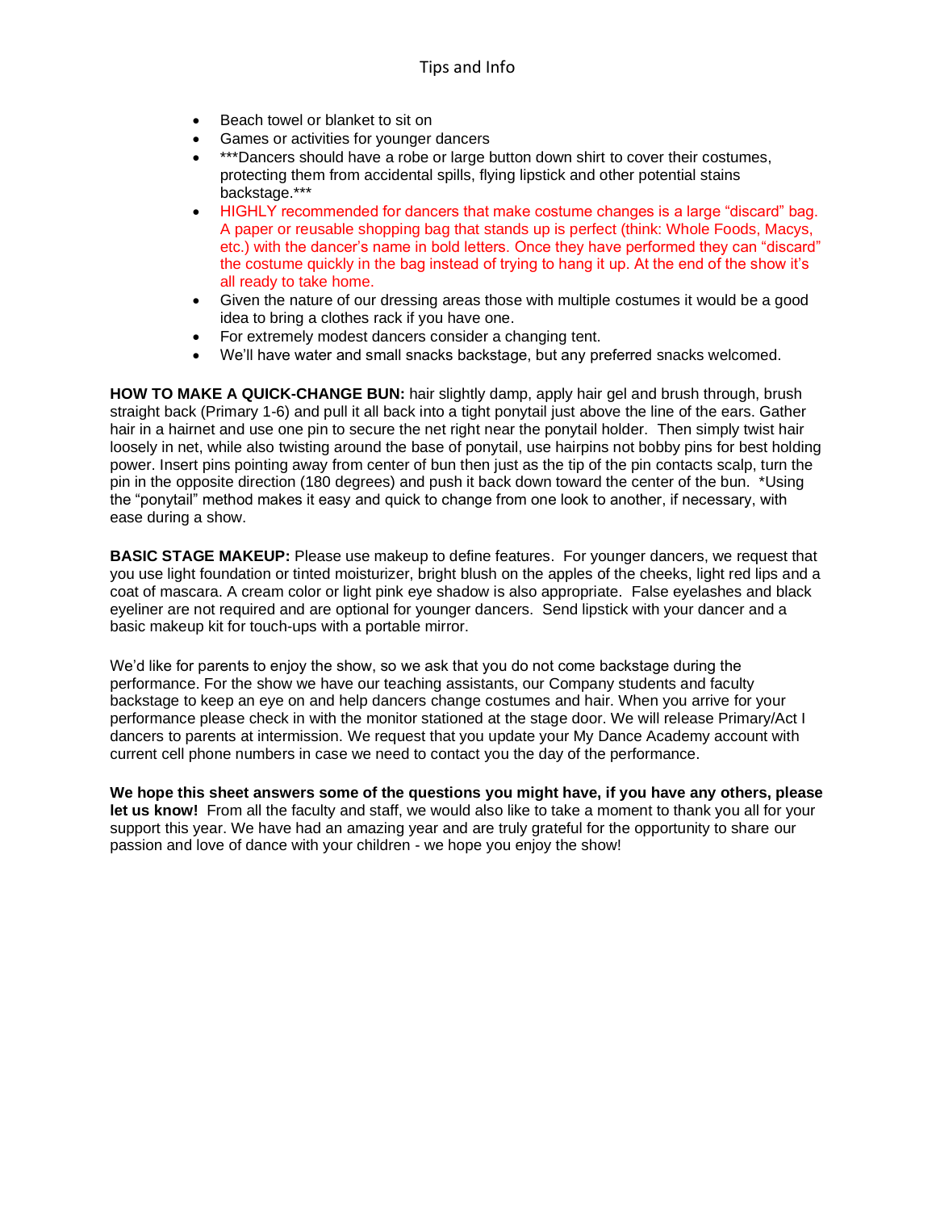Tips and Info

- Beach towel or blanket to sit on
- Games or activities for younger dancers
- ***Dancers should have a robe or large button down shirt to cover their costumes, protecting them from accidental spills, flying lipstick and other potential stains backstage.***
- HIGHLY recommended for dancers that make costume changes is a large "discard" bag. A paper or reusable shopping bag that stands up is perfect (think: Whole Foods, Macys, etc.) with the dancer's name in bold letters. Once they have performed they can "discard" the costume quickly in the bag instead of trying to hang it up. At the end of the show it's all ready to take home.
- Given the nature of our dressing areas those with multiple costumes it would be a good idea to bring a clothes rack if you have one.
- For extremely modest dancers consider a changing tent.
- We'll have water and small snacks backstage, but any preferred snacks welcomed.

**HOW TO MAKE A QUICK-CHANGE BUN:** hair slightly damp, apply hair gel and brush through, brush straight back (Primary 1-6) and pull it all back into a tight ponytail just above the line of the ears. Gather hair in a hairnet and use one pin to secure the net right near the ponytail holder. Then simply twist hair loosely in net, while also twisting around the base of ponytail, use hairpins not bobby pins for best holding power. Insert pins pointing away from center of bun then just as the tip of the pin contacts scalp, turn the pin in the opposite direction (180 degrees) and push it back down toward the center of the bun. *Using the "ponytail" method makes it easy and quick to change from one look to another, if necessary, with ease during a show.

**BASIC STAGE MAKEUP:** Please use makeup to define features. For younger dancers, we request that you use light foundation or tinted moisturizer, bright blush on the apples of the cheeks, light red lips and a coat of mascara. A cream color or light pink eye shadow is also appropriate. False eyelashes and black eyeliner are not required and are optional for younger dancers. Send lipstick with your dancer and a basic makeup kit for touch-ups with a portable mirror.

We'd like for parents to enjoy the show, so we ask that you do not come backstage during the performance. For the show we have our teaching assistants, our Company students and faculty backstage to keep an eye on and help dancers change costumes and hair. When you arrive for your performance please check in with the monitor stationed at the stage door. We will release Primary/Act I dancers to parents at intermission. We request that you update your My Dance Academy account with current cell phone numbers in case we need to contact you the day of the performance.

**We hope this sheet answers some of the questions you might have, if you have any others, please let us know!** From all the faculty and staff, we would also like to take a moment to thank you all for your support this year. We have had an amazing year and are truly grateful for the opportunity to share our passion and love of dance with your children - we hope you enjoy the show!